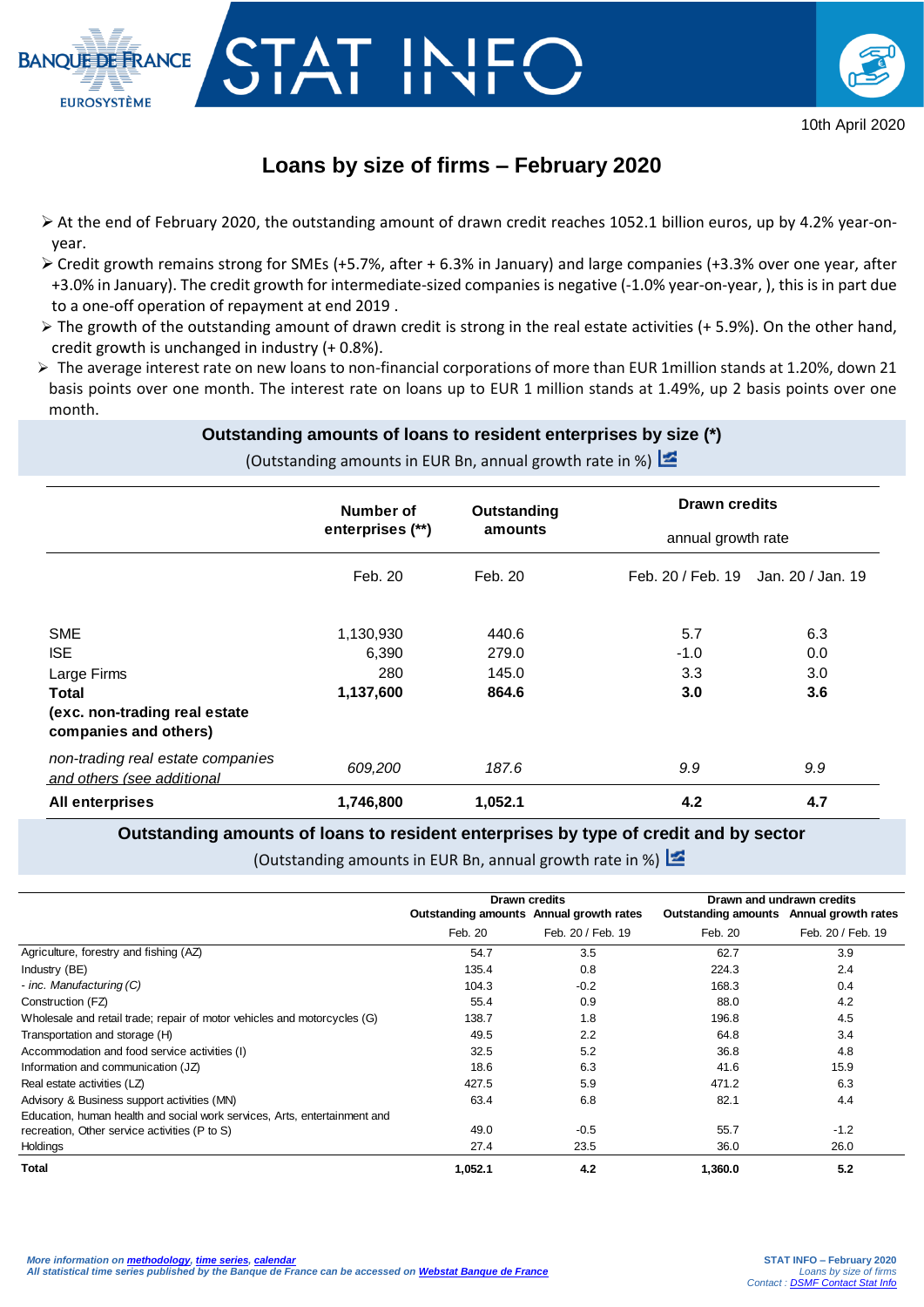BANQUE DE FRANCE
EUROSYSTÈME

# STAT INFO

10th April 2020

## Loans by size of firms – February 2020

- At the end of February 2020, the outstanding amount of drawn credit reaches 1052.1 billion euros, up by 4.2% year-on-year.
- Credit growth remains strong for SMEs (+5.7%, after + 6.3% in January) and large companies (+3.3% over one year, after +3.0% in January). The credit growth for intermediate-sized companies is negative (-1.0% year-on-year, ), this is in part due to a one-off operation of repayment at end 2019 .
- The growth of the outstanding amount of drawn credit is strong in the real estate activities (+ 5.9%). On the other hand, credit growth is unchanged in industry (+ 0.8%).
- The average interest rate on new loans to non-financial corporations of more than EUR 1million stands at 1.20%, down 21 basis points over one month. The interest rate on loans up to EUR 1 million stands at 1.49%, up 2 basis points over one month.

### Outstanding amounts of loans to resident enterprises by size (*)

(Outstanding amounts in EUR Bn, annual growth rate in %)

| | Number of enterprises (**) | Outstanding amounts | Drawn credits annual growth rate | |
|---|---|---|---|---|
| | Feb. 20 | Feb. 20 | Feb. 20 / Feb. 19 | Jan. 20 / Jan. 19 |
| SME | 1,130,930 | 440.6 | 5.7 | 6.3 |
| ISE | 6,390 | 279.0 | -1.0 | 0.0 |
| Large Firms | 280 | 145.0 | 3.3 | 3.0 |
| **Total (exc. non-trading real estate companies and others)** | **1,137,600** | **864.6** | **3.0** | **3.6** |
| *non-trading real estate companies and others (see additional* | *609,200* | *187.6* | *9.9* | *9.9* |
| **All enterprises** | **1,746,800** | **1,052.1** | **4.2** | **4.7** |

### Outstanding amounts of loans to resident enterprises by type of credit and by sector

(Outstanding amounts in EUR Bn, annual growth rate in %)

| | Drawn credits | | Drawn and undrawn credits | |
|---|---|---|---|---|
| | Outstanding amounts | Annual growth rates | Outstanding amounts | Annual growth rates |
| | Feb. 20 | Feb. 20 / Feb. 19 | Feb. 20 | Feb. 20 / Feb. 19 |
| Agriculture, forestry and fishing (AZ) | 54.7 | 3.5 | 62.7 | 3.9 |
| Industry (BE) | 135.4 | 0.8 | 224.3 | 2.4 |
| *- inc. Manufacturing (C)* | 104.3 | -0.2 | 168.3 | 0.4 |
| Construction (FZ) | 55.4 | 0.9 | 88.0 | 4.2 |
| Wholesale and retail trade; repair of motor vehicles and motorcycles (G) | 138.7 | 1.8 | 196.8 | 4.5 |
| Transportation and storage (H) | 49.5 | 2.2 | 64.8 | 3.4 |
| Accommodation and food service activities (I) | 32.5 | 5.2 | 36.8 | 4.8 |
| Information and communication (JZ) | 18.6 | 6.3 | 41.6 | 15.9 |
| Real estate activities (LZ) | 427.5 | 5.9 | 471.2 | 6.3 |
| Advisory & Business support activities (MN) | 63.4 | 6.8 | 82.1 | 4.4 |
| Education, human health and social work services, Arts, entertainment and recreation, Other service activities (P to S) | 49.0 | -0.5 | 55.7 | -1.2 |
| Holdings | 27.4 | 23.5 | 36.0 | 26.0 |
| **Total** | **1,052.1** | **4.2** | **1,360.0** | **5.2** |

*More information on methodology, time series, calendar*
*All statistical time series published by the Banque de France can be accessed on Webstat Banque de France*

**STAT INFO – February 2020**
*Loans by size of firms*
*Contact : DSMF Contact Stat Info*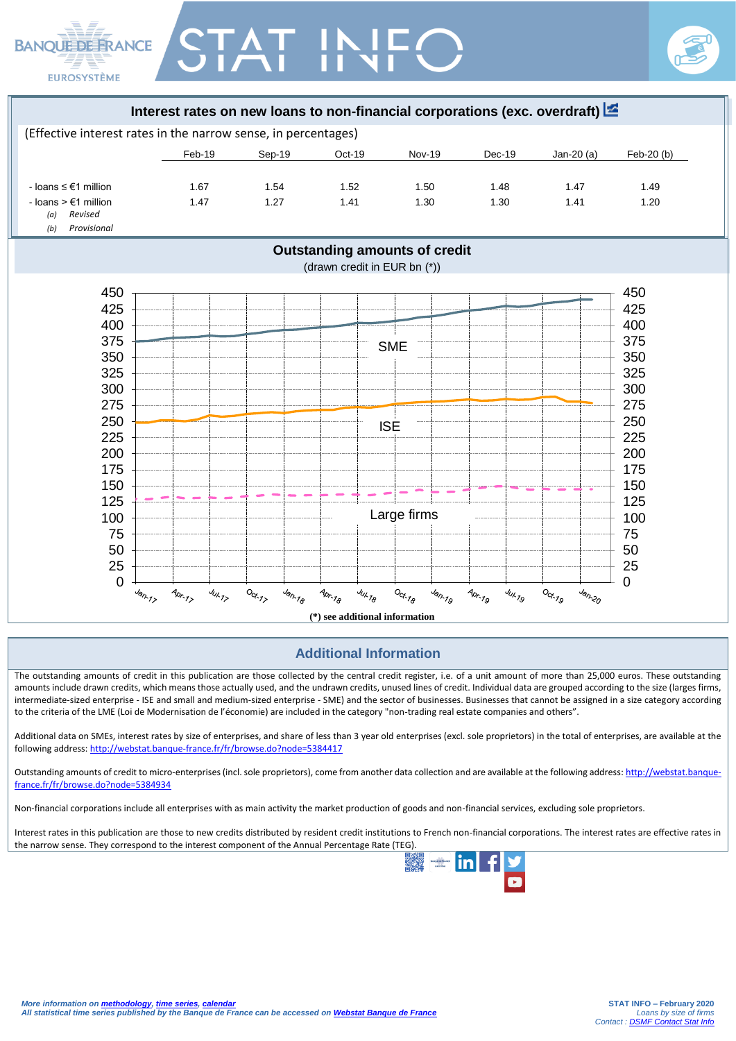## Interest rates on new loans to non-financial corporations (exc. overdraft)

(Effective interest rates in the narrow sense, in percentages)

| | Feb-19 | Sep-19 | Oct-19 | Nov-19 | Dec-19 | Jan-20 (a) | Feb-20 (b) |
|---|---|---|---|---|---|---|---|
| - loans ≤ €1 million | 1.67 | 1.54 | 1.52 | 1.50 | 1.48 | 1.47 | 1.49 |
| - loans > €1 million | 1.47 | 1.27 | 1.41 | 1.30 | 1.30 | 1.41 | 1.20 |

*(a) Revised*
*(b) Provisional*

## Outstanding amounts of credit

(drawn credit in EUR bn (*))

450
425
400
375
350
325
300
275
250
225
200
175
150
125
100
75
50
25
0

SME
ISE
Large firms

Jan-17 Apr-17 Jul-17 Oct-17 Jan-18 Apr-18 Jul-18 Oct-18 Jan-19 Apr-19 Jul-19 Oct-19 Jan-20

**(*) see additional information**

## Additional Information

The outstanding amounts of credit in this publication are those collected by the central credit register, i.e. of a unit amount of more than 25,000 euros. These outstanding amounts include drawn credits, which means those actually used, and the undrawn credits, unused lines of credit. Individual data are grouped according to the size (larges firms, intermediate-sized enterprise - ISE and small and medium-sized enterprise - SME) and the sector of businesses. Businesses that cannot be assigned in a size category according to the criteria of the LME (Loi de Modernisation de l'économie) are included in the category "non-trading real estate companies and others".

Additional data on SMEs, interest rates by size of enterprises, and share of less than 3 year old enterprises (excl. sole proprietors) in the total of enterprises, are available at the following address: http://webstat.banque-france.fr/fr/browse.do?node=5384417

Outstanding amounts of credit to micro-enterprises (incl. sole proprietors), come from another data collection and are available at the following address: http://webstat.banque-france.fr/fr/browse.do?node=5384934

Non-financial corporations include all enterprises with as main activity the market production of goods and non-financial services, excluding sole proprietors.

Interest rates in this publication are those to new credits distributed by resident credit institutions to French non-financial corporations. The interest rates are effective rates in the narrow sense. They correspond to the interest component of the Annual Percentage Rate (TEG).

*More information on methodology, time series, calendar*
*All statistical time series published by the Banque de France can be accessed on Webstat Banque de France*

**STAT INFO – February 2020**
*Loans by size of firms*
*Contact : DSMF Contact Stat Info*